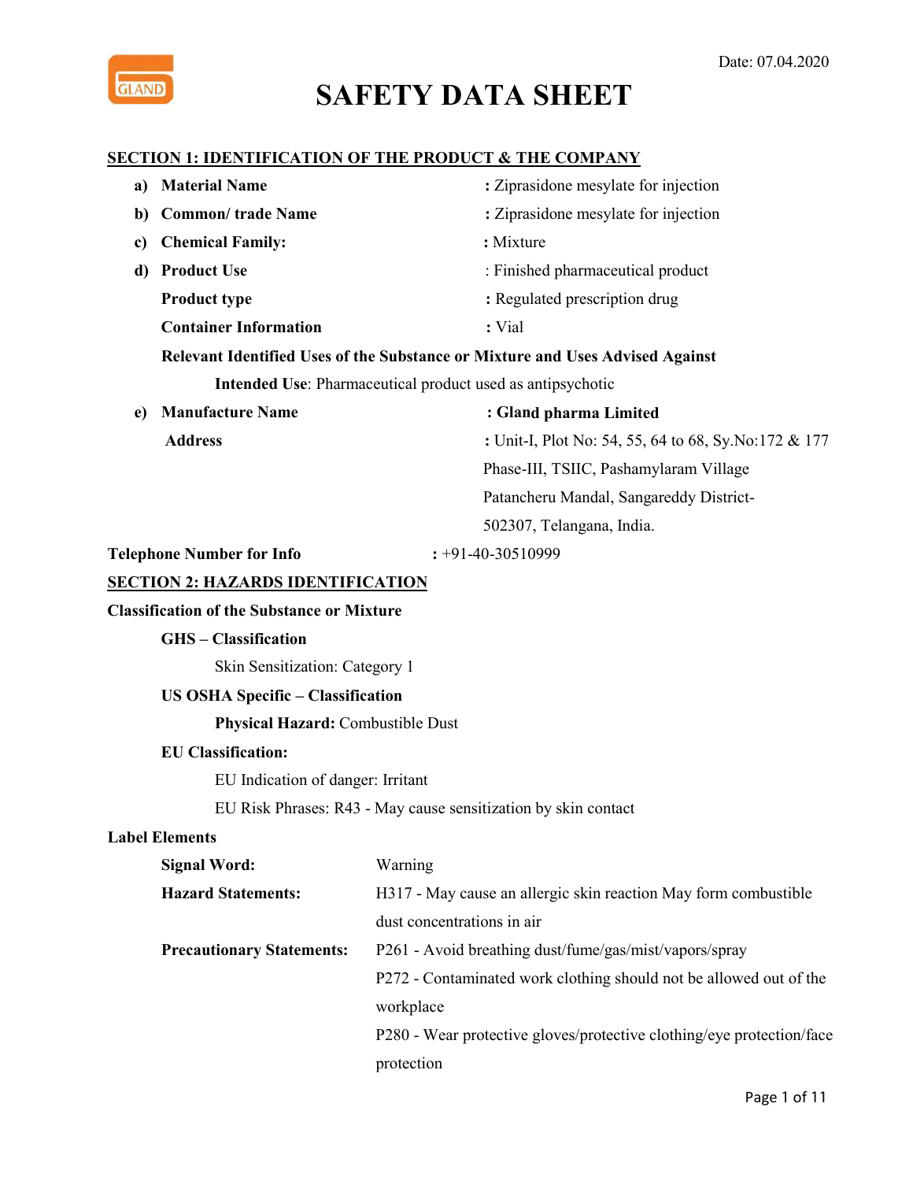Date: 07.04.2020

# SAFETY DATA SHEET

## SECTION 1: IDENTIFICATION OF THE PRODUCT & THE COMPANY

a) **Material Name** : Ziprasidone mesylate for injection

b) **Common/ trade Name** : Ziprasidone mesylate for injection

c) **Chemical Family:** : Mixture

d) **Product Use** : Finished pharmaceutical product

**Product type** : Regulated prescription drug

**Container Information** : Vial

**Relevant Identified Uses of the Substance or Mixture and Uses Advised Against**

**Intended Use**: Pharmaceutical product used as antipsychotic

e) **Manufacture Name** : **Gland pharma Limited**

**Address** : Unit-I, Plot No: 54, 55, 64 to 68, Sy.No:172 & 177 Phase-III, TSIIC, Pashamylaram Village Patancheru Mandal, Sangareddy District-502307, Telangana, India.

**Telephone Number for Info** : +91-40-30510999

## SECTION 2: HAZARDS IDENTIFICATION

**Classification of the Substance or Mixture**

**GHS – Classification**

Skin Sensitization: Category 1

**US OSHA Specific – Classification**

**Physical Hazard:** Combustible Dust

**EU Classification:**

EU Indication of danger: Irritant

EU Risk Phrases: R43 - May cause sensitization by skin contact

**Label Elements**

**Signal Word:** Warning

**Hazard Statements:** H317 - May cause an allergic skin reaction May form combustible dust concentrations in air

**Precautionary Statements:** P261 - Avoid breathing dust/fume/gas/mist/vapors/spray

P272 - Contaminated work clothing should not be allowed out of the workplace

P280 - Wear protective gloves/protective clothing/eye protection/face protection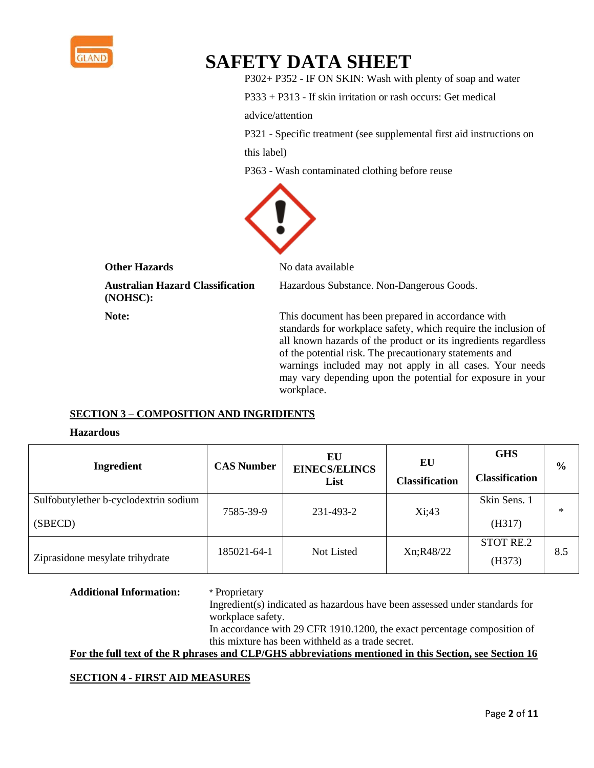# SAFETY DATA SHEET

P302+ P352 - IF ON SKIN: Wash with plenty of soap and water

P333 + P313 - If skin irritation or rash occurs: Get medical advice/attention

P321 - Specific treatment (see supplemental first aid instructions on this label)

P363 - Wash contaminated clothing before reuse

**Other Hazards** No data available

**Australian Hazard Classification (NOHSC):** Hazardous Substance. Non-Dangerous Goods.

**Note:** This document has been prepared in accordance with standards for workplace safety, which require the inclusion of all known hazards of the product or its ingredients regardless of the potential risk. The precautionary statements and warnings included may not apply in all cases. Your needs may vary depending upon the potential for exposure in your workplace.

## SECTION 3 – COMPOSITION AND INGRIDIENTS

**Hazardous**

| Ingredient | CAS Number | EU EINECS/ELINCS List | EU Classification | GHS Classification | % |
|---|---|---|---|---|---|
| Sulfobutylether b-cyclodextrin sodium (SBECD) | 7585-39-9 | 231-493-2 | Xi;43 | Skin Sens. 1 (H317) | * |
| Ziprasidone mesylate trihydrate | 185021-64-1 | Not Listed | Xn;R48/22 | STOT RE.2 (H373) | 8.5 |

**Additional Information:** * Proprietary
Ingredient(s) indicated as hazardous have been assessed under standards for workplace safety.
In accordance with 29 CFR 1910.1200, the exact percentage composition of this mixture has been withheld as a trade secret.

**For the full text of the R phrases and CLP/GHS abbreviations mentioned in this Section, see Section 16**

## SECTION 4 - FIRST AID MEASURES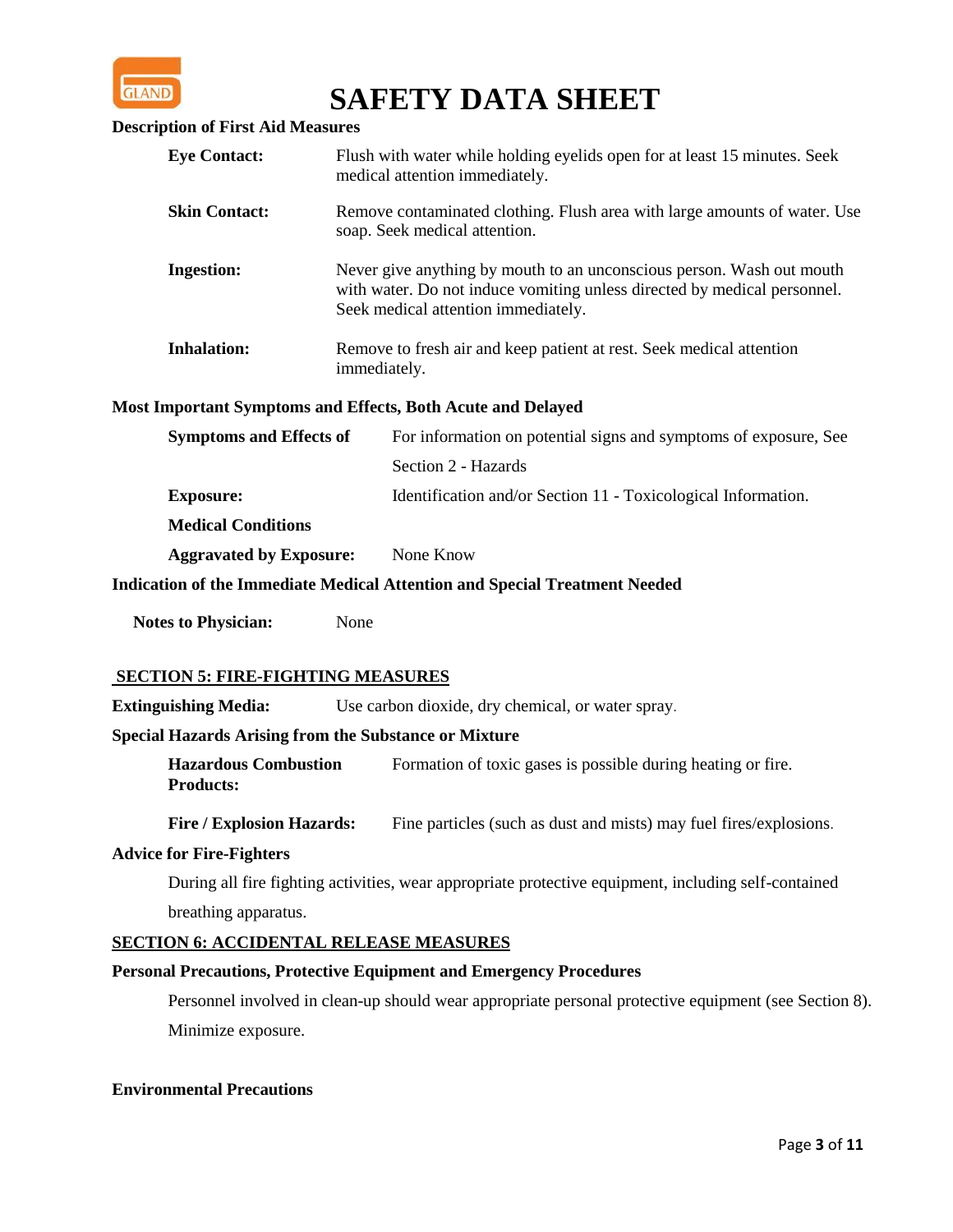**Description of First Aid Measures**

**Eye Contact:** Flush with water while holding eyelids open for at least 15 minutes. Seek medical attention immediately.

**Skin Contact:** Remove contaminated clothing. Flush area with large amounts of water. Use soap. Seek medical attention.

**Ingestion:** Never give anything by mouth to an unconscious person. Wash out mouth with water. Do not induce vomiting unless directed by medical personnel. Seek medical attention immediately.

**Inhalation:** Remove to fresh air and keep patient at rest. Seek medical attention immediately.

**Most Important Symptoms and Effects, Both Acute and Delayed**

**Symptoms and Effects of Exposure:** For information on potential signs and symptoms of exposure, See Section 2 - Hazards Identification and/or Section 11 - Toxicological Information.

**Medical Conditions Aggravated by Exposure:** None Know

**Indication of the Immediate Medical Attention and Special Treatment Needed**

**Notes to Physician:** None

## SECTION 5: FIRE-FIGHTING MEASURES

**Extinguishing Media:** Use carbon dioxide, dry chemical, or water spray.

**Special Hazards Arising from the Substance or Mixture**

**Hazardous Combustion Products:** Formation of toxic gases is possible during heating or fire.

**Fire / Explosion Hazards:** Fine particles (such as dust and mists) may fuel fires/explosions.

**Advice for Fire-Fighters**

During all fire fighting activities, wear appropriate protective equipment, including self-contained breathing apparatus.

## SECTION 6: ACCIDENTAL RELEASE MEASURES

**Personal Precautions, Protective Equipment and Emergency Procedures**

Personnel involved in clean-up should wear appropriate personal protective equipment (see Section 8). Minimize exposure.

**Environmental Precautions**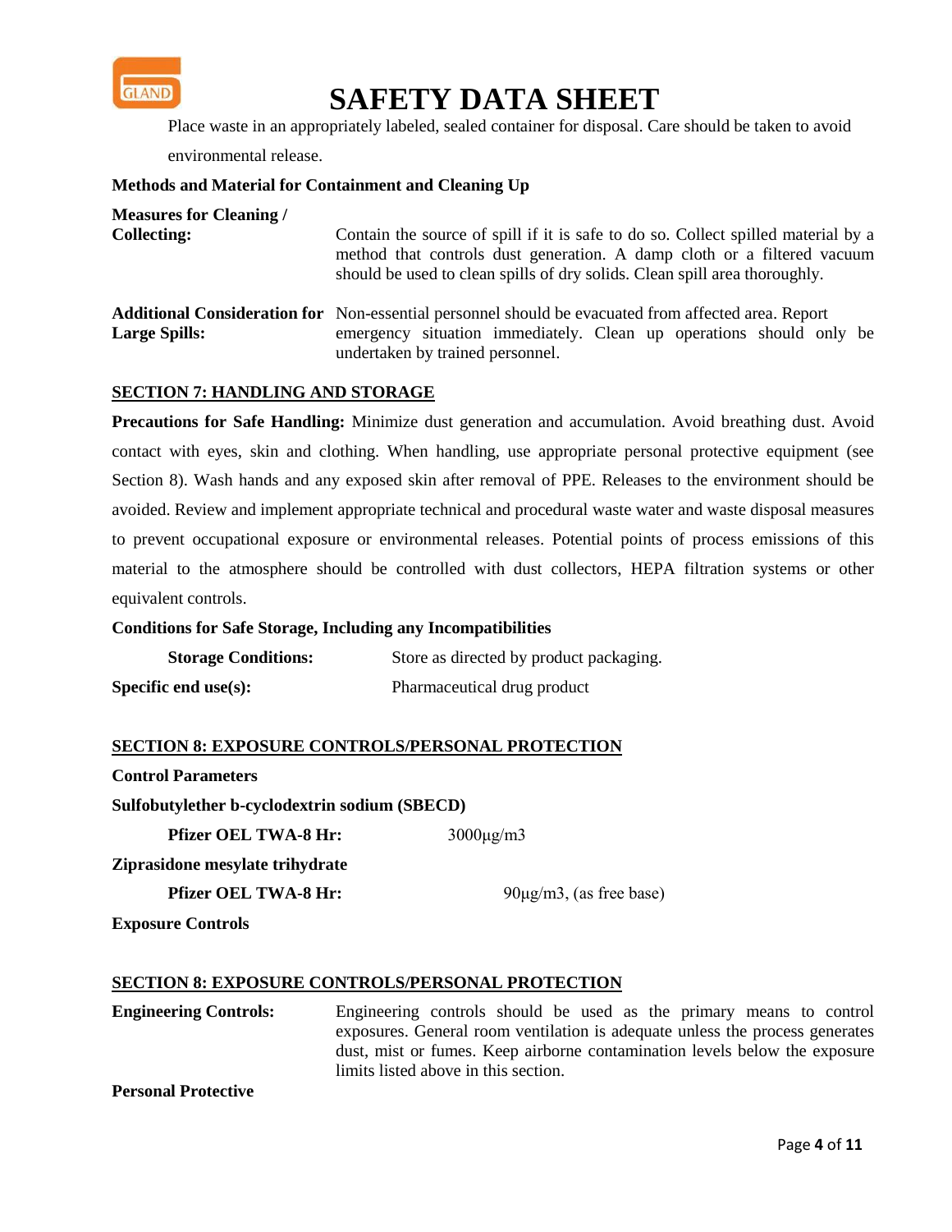Place waste in an appropriately labeled, sealed container for disposal. Care should be taken to avoid environmental release.

**Methods and Material for Containment and Cleaning Up**

**Measures for Cleaning / Collecting:** Contain the source of spill if it is safe to do so. Collect spilled material by a method that controls dust generation. A damp cloth or a filtered vacuum should be used to clean spills of dry solids. Clean spill area thoroughly.

**Additional Consideration for Large Spills:** Non-essential personnel should be evacuated from affected area. Report emergency situation immediately. Clean up operations should only be undertaken by trained personnel.

## SECTION 7: HANDLING AND STORAGE

**Precautions for Safe Handling:** Minimize dust generation and accumulation. Avoid breathing dust. Avoid contact with eyes, skin and clothing. When handling, use appropriate personal protective equipment (see Section 8). Wash hands and any exposed skin after removal of PPE. Releases to the environment should be avoided. Review and implement appropriate technical and procedural waste water and waste disposal measures to prevent occupational exposure or environmental releases. Potential points of process emissions of this material to the atmosphere should be controlled with dust collectors, HEPA filtration systems or other equivalent controls.

**Conditions for Safe Storage, Including any Incompatibilities**

**Storage Conditions:** Store as directed by product packaging.

**Specific end use(s):** Pharmaceutical drug product

## SECTION 8: EXPOSURE CONTROLS/PERSONAL PROTECTION

**Control Parameters**

**Sulfobutylether b-cyclodextrin sodium (SBECD)**

**Pfizer OEL TWA-8 Hr:** 3000µg/m3

**Ziprasidone mesylate trihydrate**

**Pfizer OEL TWA-8 Hr:** 90µg/m3, (as free base)

**Exposure Controls**

## SECTION 8: EXPOSURE CONTROLS/PERSONAL PROTECTION

**Engineering Controls:** Engineering controls should be used as the primary means to control exposures. General room ventilation is adequate unless the process generates dust, mist or fumes. Keep airborne contamination levels below the exposure limits listed above in this section.

**Personal Protective**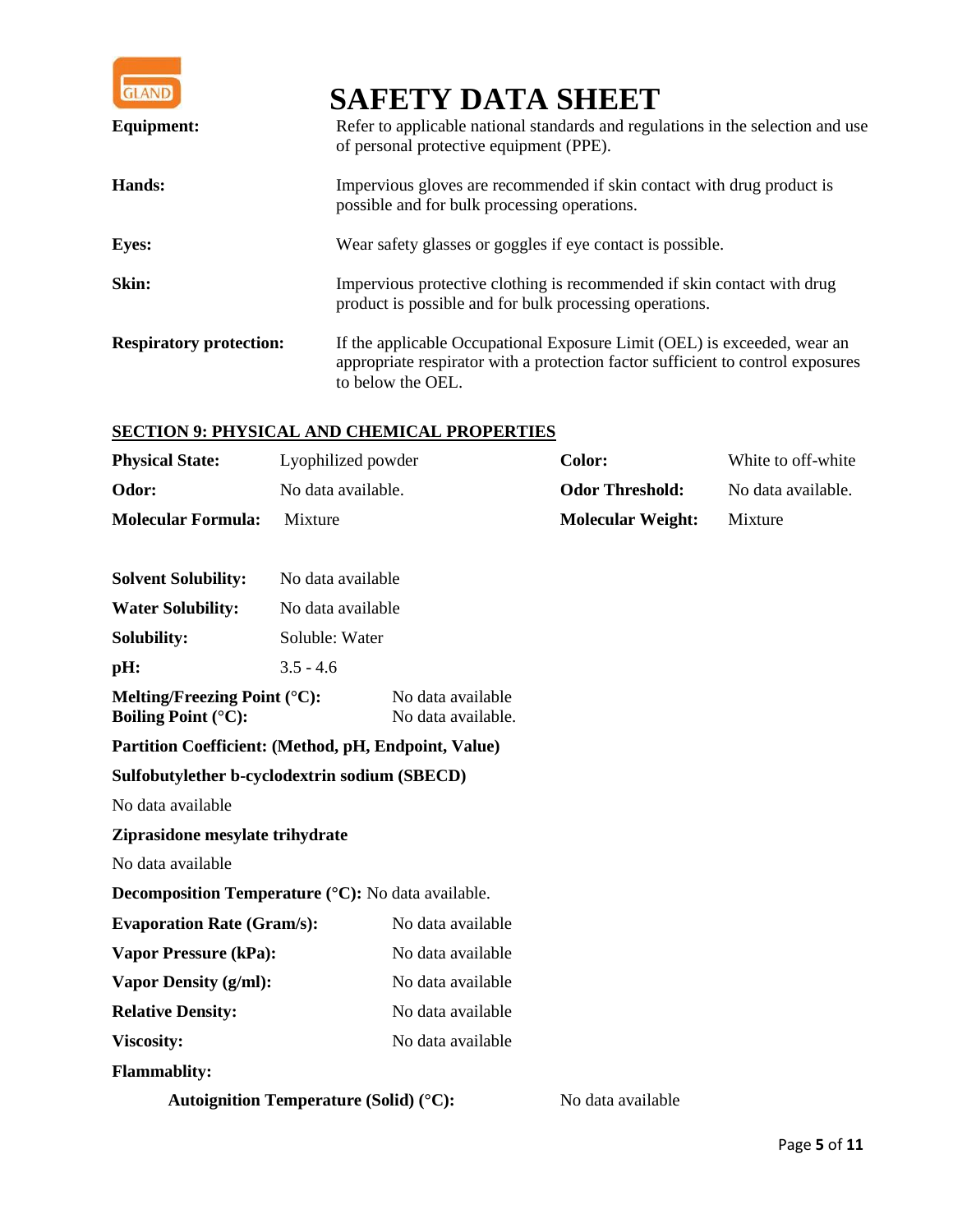| | |
|---|---|
| **Equipment:** | Refer to applicable national standards and regulations in the selection and use of personal protective equipment (PPE). |
| **Hands:** | Impervious gloves are recommended if skin contact with drug product is possible and for bulk processing operations. |
| **Eyes:** | Wear safety glasses or goggles if eye contact is possible. |
| **Skin:** | Impervious protective clothing is recommended if skin contact with drug product is possible and for bulk processing operations. |
| **Respiratory protection:** | If the applicable Occupational Exposure Limit (OEL) is exceeded, wear an appropriate respirator with a protection factor sufficient to control exposures to below the OEL. |

## SECTION 9: PHYSICAL AND CHEMICAL PROPERTIES

| | | | |
|---|---|---|---|
| **Physical State:** | Lyophilized powder | **Color:** | White to off-white |
| **Odor:** | No data available. | **Odor Threshold:** | No data available. |
| **Molecular Formula:** | Mixture | **Molecular Weight:** | Mixture |

**Solvent Solubility:** No data available

**Water Solubility:** No data available

**Solubility:** Soluble: Water

**pH:** 3.5 - 4.6

**Melting/Freezing Point (°C):** No data available

**Boiling Point (°C):** No data available.

**Partition Coefficient: (Method, pH, Endpoint, Value)**

**Sulfobutylether b-cyclodextrin sodium (SBECD)**

No data available

**Ziprasidone mesylate trihydrate**

No data available

**Decomposition Temperature (°C):** No data available.

**Evaporation Rate (Gram/s):** No data available

**Vapor Pressure (kPa):** No data available

**Vapor Density (g/ml):** No data available

**Relative Density:** No data available

**Viscosity:** No data available

**Flammablity:**

**Autoignition Temperature (Solid) (°C):** No data available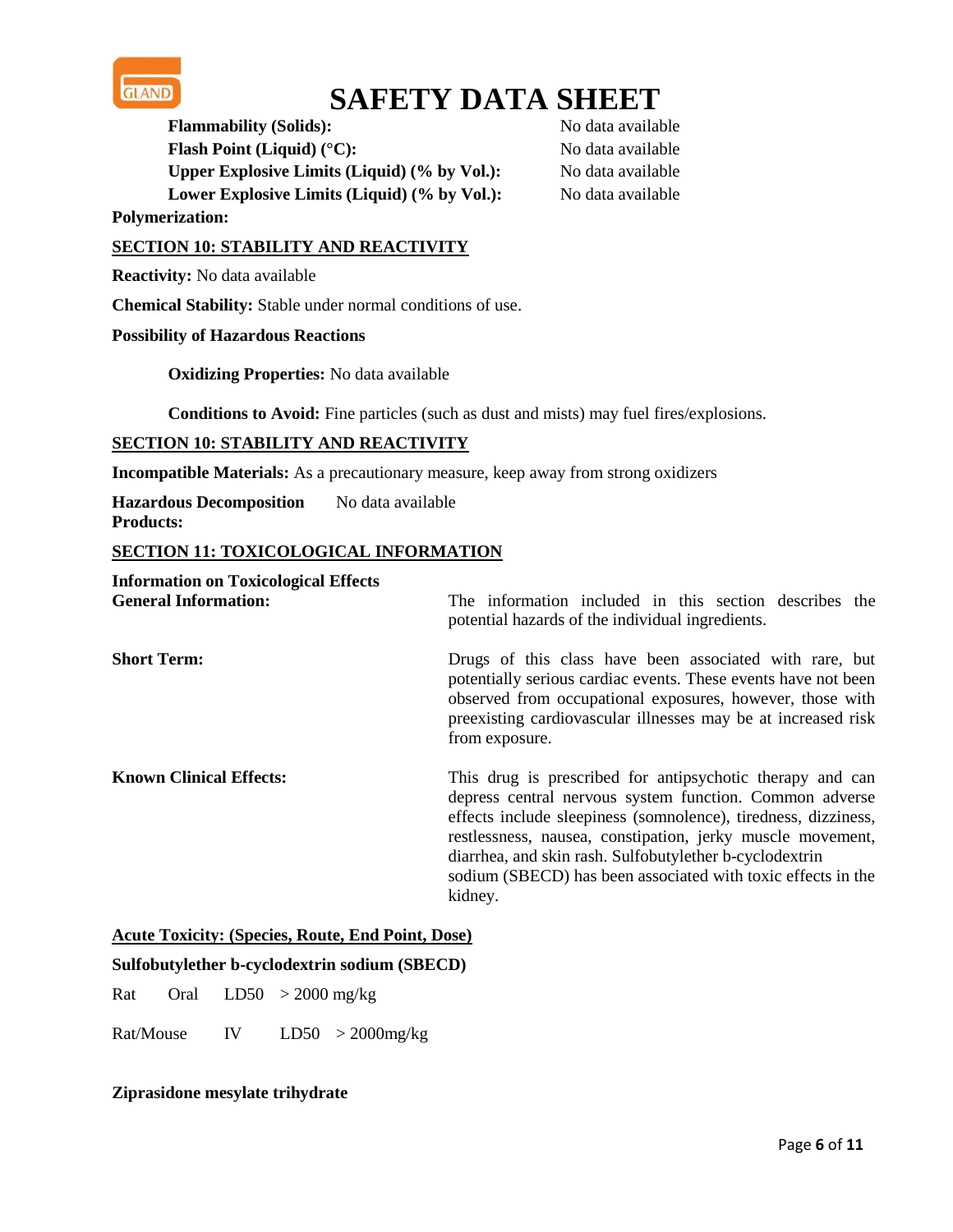**Flammability (Solids):** No data available

**Flash Point (Liquid) (°C):** No data available

**Upper Explosive Limits (Liquid) (% by Vol.):** No data available

**Lower Explosive Limits (Liquid) (% by Vol.):** No data available

**Polymerization:**

## SECTION 10: STABILITY AND REACTIVITY

**Reactivity:** No data available

**Chemical Stability:** Stable under normal conditions of use.

**Possibility of Hazardous Reactions**

**Oxidizing Properties:** No data available

**Conditions to Avoid:** Fine particles (such as dust and mists) may fuel fires/explosions.

## SECTION 10: STABILITY AND REACTIVITY

**Incompatible Materials:** As a precautionary measure, keep away from strong oxidizers

**Hazardous Decomposition Products:** No data available

## SECTION 11: TOXICOLOGICAL INFORMATION

**Information on Toxicological Effects**

**General Information:** The information included in this section describes the potential hazards of the individual ingredients.

**Short Term:** Drugs of this class have been associated with rare, but potentially serious cardiac events. These events have not been observed from occupational exposures, however, those with preexisting cardiovascular illnesses may be at increased risk from exposure.

**Known Clinical Effects:** This drug is prescribed for antipsychotic therapy and can depress central nervous system function. Common adverse effects include sleepiness (somnolence), tiredness, dizziness, restlessness, nausea, constipation, jerky muscle movement, diarrhea, and skin rash. Sulfobutylether b-cyclodextrin sodium (SBECD) has been associated with toxic effects in the kidney.

**Acute Toxicity: (Species, Route, End Point, Dose)**

**Sulfobutylether b-cyclodextrin sodium (SBECD)**

Rat Oral LD50 > 2000 mg/kg

Rat/Mouse IV LD50 > 2000mg/kg

**Ziprasidone mesylate trihydrate**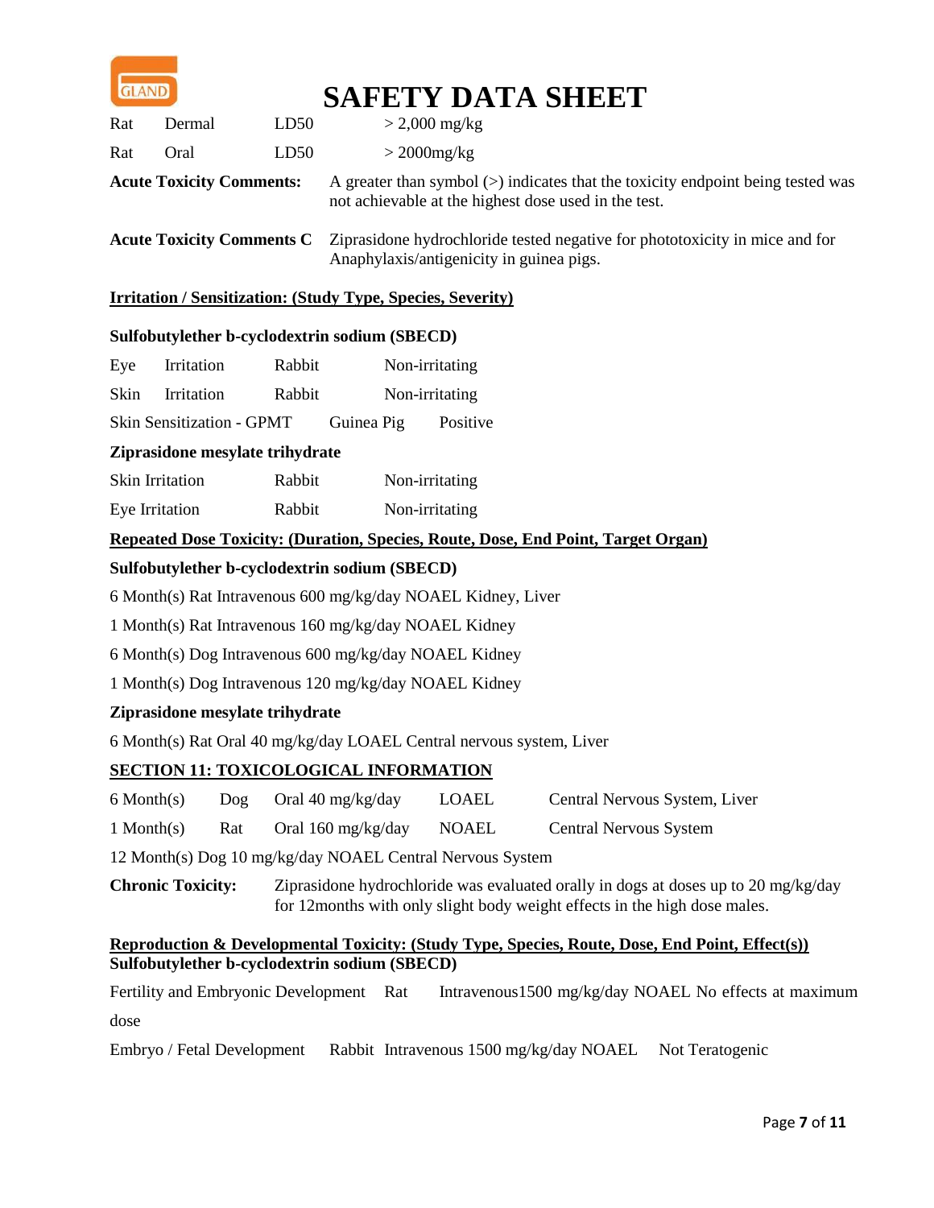| Rat | Dermal | LD50 | > 2,000 mg/kg |
|---|---|---|---|
| Rat | Oral | LD50 | > 2000mg/kg |

**Acute Toxicity Comments:** A greater than symbol (>) indicates that the toxicity endpoint being tested was not achievable at the highest dose used in the test.

**Acute Toxicity Comments C** Ziprasidone hydrochloride tested negative for phototoxicity in mice and for Anaphylaxis/antigenicity in guinea pigs.

**Irritation / Sensitization: (Study Type, Species, Severity)**

**Sulfobutylether b-cyclodextrin sodium (SBECD)**

| Eye | Irritation | Rabbit | Non-irritating |
|---|---|---|---|
| Skin | Irritation | Rabbit | Non-irritating |
| Skin Sensitization - GPMT | | Guinea Pig | Positive |

**Ziprasidone mesylate trihydrate**

| Skin Irritation | Rabbit | Non-irritating |
|---|---|---|
| Eye Irritation | Rabbit | Non-irritating |

**Repeated Dose Toxicity: (Duration, Species, Route, Dose, End Point, Target Organ)**

**Sulfobutylether b-cyclodextrin sodium (SBECD)**

6 Month(s) Rat Intravenous 600 mg/kg/day NOAEL Kidney, Liver

1 Month(s) Rat Intravenous 160 mg/kg/day NOAEL Kidney

6 Month(s) Dog Intravenous 600 mg/kg/day NOAEL Kidney

1 Month(s) Dog Intravenous 120 mg/kg/day NOAEL Kidney

**Ziprasidone mesylate trihydrate**

6 Month(s) Rat Oral 40 mg/kg/day LOAEL Central nervous system, Liver

## SECTION 11: TOXICOLOGICAL INFORMATION

| 6 Month(s) | Dog | Oral 40 mg/kg/day | LOAEL | Central Nervous System, Liver |
|---|---|---|---|---|
| 1 Month(s) | Rat | Oral 160 mg/kg/day | NOAEL | Central Nervous System |

12 Month(s) Dog 10 mg/kg/day NOAEL Central Nervous System

**Chronic Toxicity:** Ziprasidone hydrochloride was evaluated orally in dogs at doses up to 20 mg/kg/day for 12months with only slight body weight effects in the high dose males.

**Reproduction & Developmental Toxicity: (Study Type, Species, Route, Dose, End Point, Effect(s))**
**Sulfobutylether b-cyclodextrin sodium (SBECD)**

Fertility and Embryonic Development Rat Intravenous1500 mg/kg/day NOAEL No effects at maximum dose

Embryo / Fetal Development Rabbit Intravenous 1500 mg/kg/day NOAEL Not Teratogenic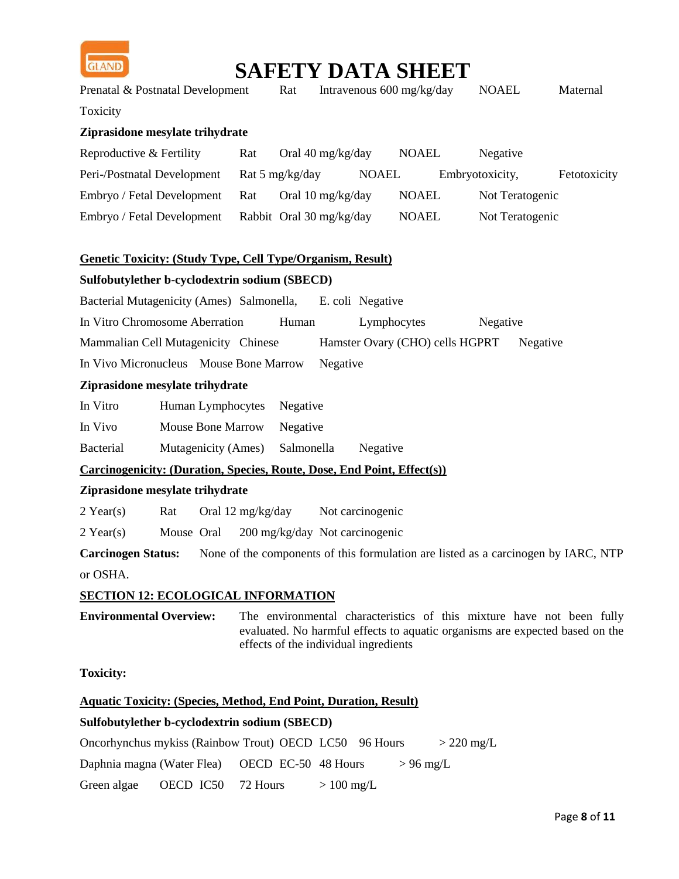Prenatal & Postnatal Development Rat Intravenous 600 mg/kg/day NOAEL Maternal Toxicity

**Ziprasidone mesylate trihydrate**

| | | | | |
|---|---|---|---|---|
| Reproductive & Fertility | Rat | Oral 40 mg/kg/day | NOAEL | Negative |
| Peri-/Postnatal Development | Rat 5 mg/kg/day | NOAEL | Embryotoxicity, | Fetotoxicity |
| Embryo / Fetal Development | Rat | Oral 10 mg/kg/day | NOAEL | Not Teratogenic |
| Embryo / Fetal Development | Rabbit | Oral 30 mg/kg/day | NOAEL | Not Teratogenic |

**Genetic Toxicity: (Study Type, Cell Type/Organism, Result)**

**Sulfobutylether b-cyclodextrin sodium (SBECD)**

Bacterial Mutagenicity (Ames) Salmonella, E. coli Negative

In Vitro Chromosome Aberration Human Lymphocytes Negative

Mammalian Cell Mutagenicity Chinese Hamster Ovary (CHO) cells HGPRT Negative

In Vivo Micronucleus Mouse Bone Marrow Negative

**Ziprasidone mesylate trihydrate**

| | | | |
|---|---|---|---|
| In Vitro | Human Lymphocytes | Negative | |
| In Vivo | Mouse Bone Marrow | Negative | |
| Bacterial | Mutagenicity (Ames) | Salmonella | Negative |

**Carcinogenicity: (Duration, Species, Route, Dose, End Point, Effect(s))**

**Ziprasidone mesylate trihydrate**

| | | | | |
|---|---|---|---|---|
| 2 Year(s) | Rat | Oral | 12 mg/kg/day | Not carcinogenic |
| 2 Year(s) | Mouse | Oral | 200 mg/kg/day | Not carcinogenic |

**Carcinogen Status:** None of the components of this formulation are listed as a carcinogen by IARC, NTP or OSHA.

## SECTION 12: ECOLOGICAL INFORMATION

**Environmental Overview:** The environmental characteristics of this mixture have not been fully evaluated. No harmful effects to aquatic organisms are expected based on the effects of the individual ingredients

**Toxicity:**

**Aquatic Toxicity: (Species, Method, End Point, Duration, Result)**

**Sulfobutylether b-cyclodextrin sodium (SBECD)**

| | | | | |
|---|---|---|---|---|
| Oncorhynchus mykiss (Rainbow Trout) | OECD | LC50 | 96 Hours | > 220 mg/L |
| Daphnia magna (Water Flea) | OECD | EC-50 | 48 Hours | > 96 mg/L |
| Green algae | OECD | IC50 | 72 Hours | > 100 mg/L |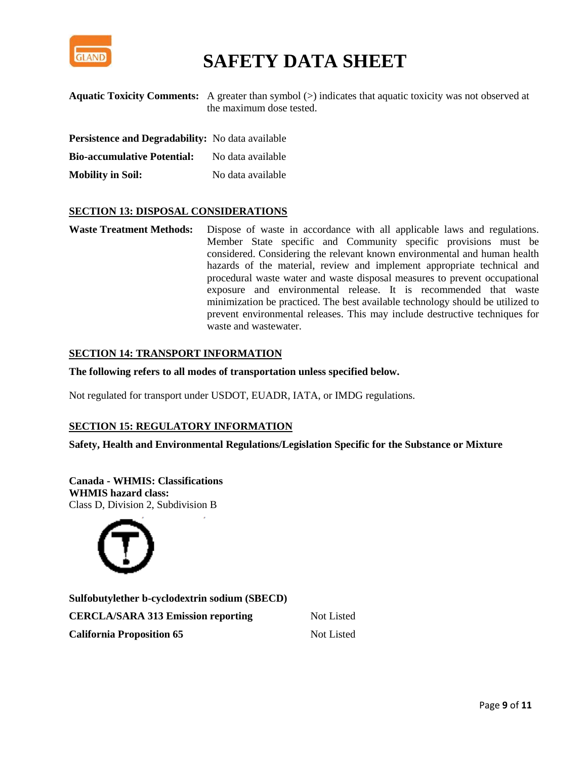**Aquatic Toxicity Comments:** A greater than symbol (>) indicates that aquatic toxicity was not observed at the maximum dose tested.

**Persistence and Degradability:** No data available

**Bio-accumulative Potential:** No data available

**Mobility in Soil:** No data available

## SECTION 13: DISPOSAL CONSIDERATIONS

**Waste Treatment Methods:** Dispose of waste in accordance with all applicable laws and regulations. Member State specific and Community specific provisions must be considered. Considering the relevant known environmental and human health hazards of the material, review and implement appropriate technical and procedural waste water and waste disposal measures to prevent occupational exposure and environmental release. It is recommended that waste minimization be practiced. The best available technology should be utilized to prevent environmental releases. This may include destructive techniques for waste and wastewater.

## SECTION 14: TRANSPORT INFORMATION

**The following refers to all modes of transportation unless specified below.**

Not regulated for transport under USDOT, EUADR, IATA, or IMDG regulations.

## SECTION 15: REGULATORY INFORMATION

**Safety, Health and Environmental Regulations/Legislation Specific for the Substance or Mixture**

**Canada - WHMIS: Classifications**
**WHMIS hazard class:**
Class D, Division 2, Subdivision B

**Sulfobutylether b-cyclodextrin sodium (SBECD)**

| | |
|---|---|
| **CERCLA/SARA 313 Emission reporting** | Not Listed |
| **California Proposition 65** | Not Listed |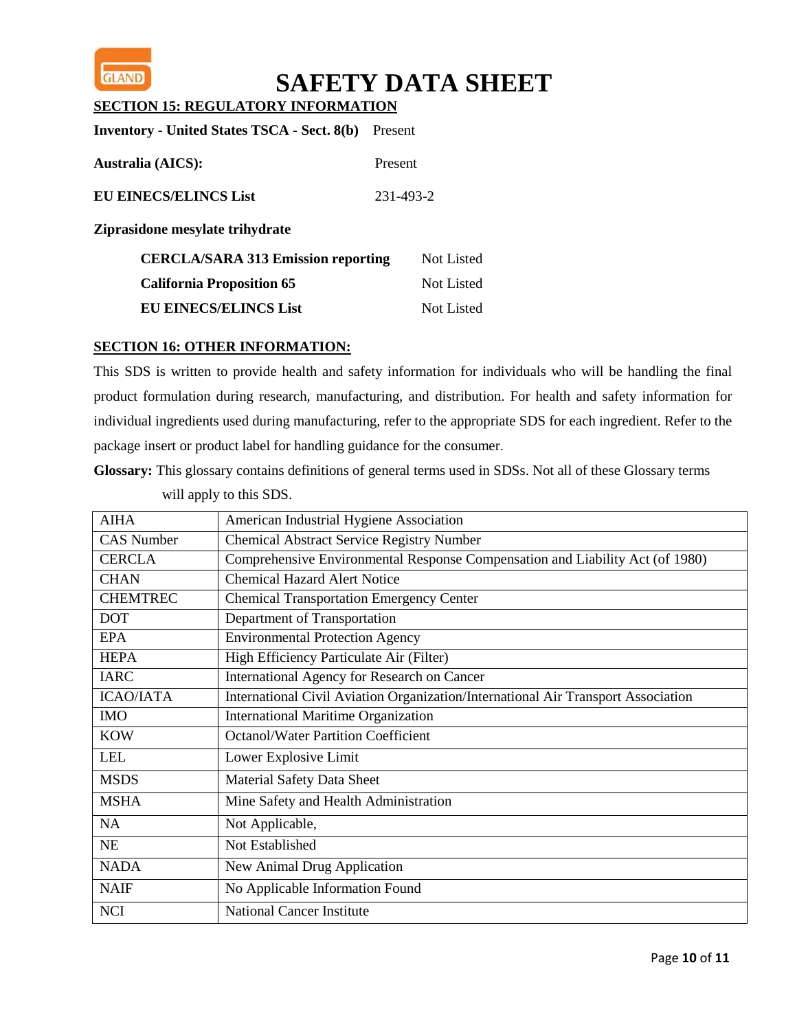# SAFETY DATA SHEET

## SECTION 15: REGULATORY INFORMATION

| | |
|---|---|
| **Inventory - United States TSCA - Sect. 8(b)** | Present |
| **Australia (AICS):** | Present |
| **EU EINECS/ELINCS List** | 231-493-2 |

**Ziprasidone mesylate trihydrate**

| | |
|---|---|
| **CERCLA/SARA 313 Emission reporting** | Not Listed |
| **California Proposition 65** | Not Listed |
| **EU EINECS/ELINCS List** | Not Listed |

## SECTION 16: OTHER INFORMATION:

This SDS is written to provide health and safety information for individuals who will be handling the final product formulation during research, manufacturing, and distribution. For health and safety information for individual ingredients used during manufacturing, refer to the appropriate SDS for each ingredient. Refer to the package insert or product label for handling guidance for the consumer.

**Glossary:** This glossary contains definitions of general terms used in SDSs. Not all of these Glossary terms will apply to this SDS.

| | |
|---|---|
| AIHA | American Industrial Hygiene Association |
| CAS Number | Chemical Abstract Service Registry Number |
| CERCLA | Comprehensive Environmental Response Compensation and Liability Act (of 1980) |
| CHAN | Chemical Hazard Alert Notice |
| CHEMTREC | Chemical Transportation Emergency Center |
| DOT | Department of Transportation |
| EPA | Environmental Protection Agency |
| HEPA | High Efficiency Particulate Air (Filter) |
| IARC | International Agency for Research on Cancer |
| ICAO/IATA | International Civil Aviation Organization/International Air Transport Association |
| IMO | International Maritime Organization |
| KOW | Octanol/Water Partition Coefficient |
| LEL | Lower Explosive Limit |
| MSDS | Material Safety Data Sheet |
| MSHA | Mine Safety and Health Administration |
| NA | Not Applicable, |
| NE | Not Established |
| NADA | New Animal Drug Application |
| NAIF | No Applicable Information Found |
| NCI | National Cancer Institute |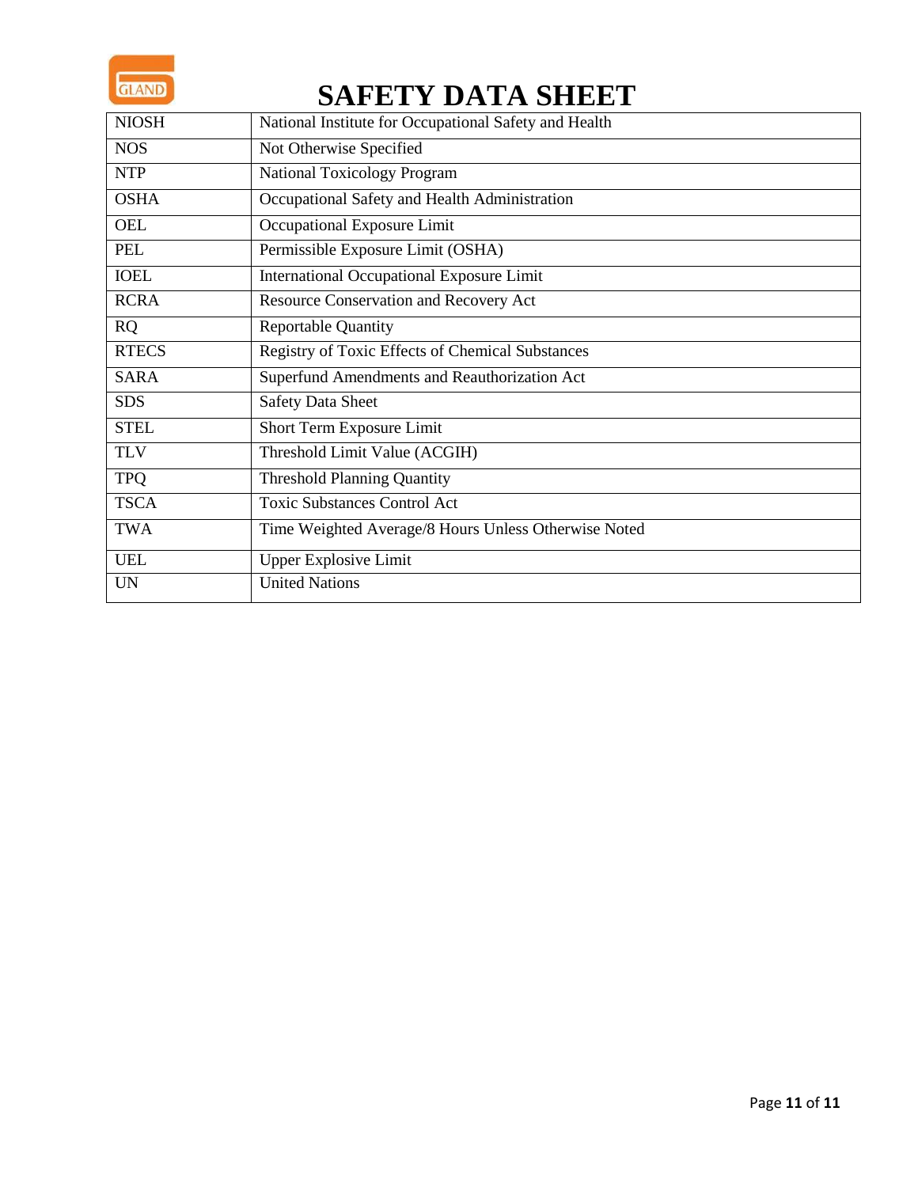| | |
|---|---|
| NIOSH | National Institute for Occupational Safety and Health |
| NOS | Not Otherwise Specified |
| NTP | National Toxicology Program |
| OSHA | Occupational Safety and Health Administration |
| OEL | Occupational Exposure Limit |
| PEL | Permissible Exposure Limit (OSHA) |
| IOEL | International Occupational Exposure Limit |
| RCRA | Resource Conservation and Recovery Act |
| RQ | Reportable Quantity |
| RTECS | Registry of Toxic Effects of Chemical Substances |
| SARA | Superfund Amendments and Reauthorization Act |
| SDS | Safety Data Sheet |
| STEL | Short Term Exposure Limit |
| TLV | Threshold Limit Value (ACGIH) |
| TPQ | Threshold Planning Quantity |
| TSCA | Toxic Substances Control Act |
| TWA | Time Weighted Average/8 Hours Unless Otherwise Noted |
| UEL | Upper Explosive Limit |
| UN | United Nations |